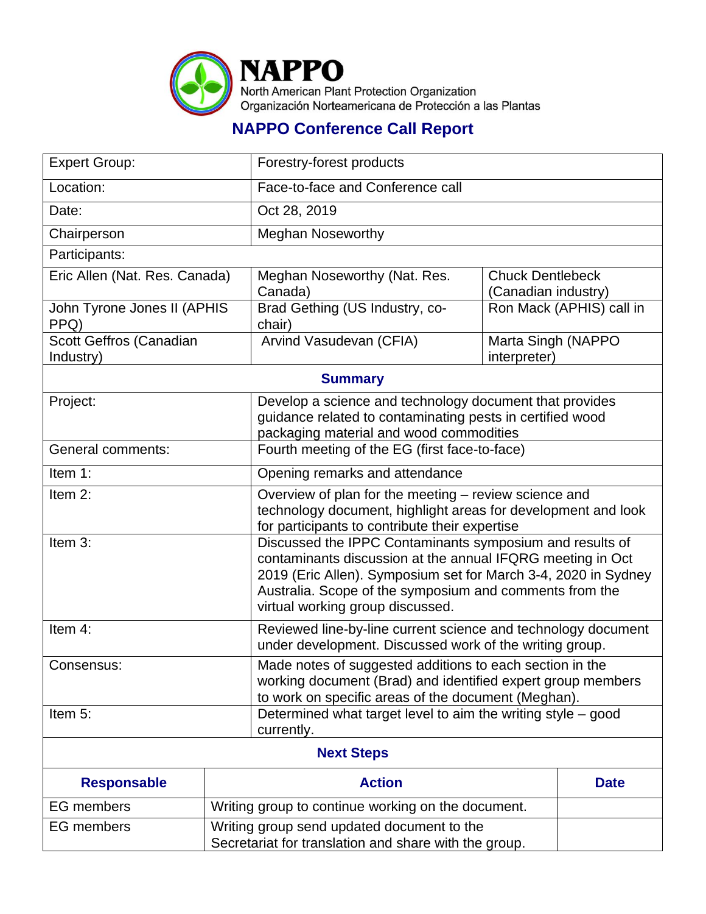**NAPPO**
North American Plant Protection Organization
Organización Norteamericana de Protección a las Plantas

# NAPPO Conference Call Report

| | | |
|---|---|---|
| Expert Group: | Forestry-forest products | |
| Location: | Face-to-face and Conference call | |
| Date: | Oct 28, 2019 | |
| Chairperson | Meghan Noseworthy | |
| Participants: | | |
| Eric Allen (Nat. Res. Canada) | Meghan Noseworthy (Nat. Res. Canada) | Chuck Dentlebeck (Canadian industry) |
| John Tyrone Jones II (APHIS PPQ) | Brad Gething (US Industry, co-chair) | Ron Mack (APHIS) call in |
| Scott Geffros (Canadian Industry) | Arvind Vasudevan (CFIA) | Marta Singh (NAPPO interpreter) |

## Summary

| | |
|---|---|
| Project: | Develop a science and technology document that provides guidance related to contaminating pests in certified wood packaging material and wood commodities |
| General comments: | Fourth meeting of the EG (first face-to-face) |
| Item 1: | Opening remarks and attendance |
| Item 2: | Overview of plan for the meeting – review science and technology document, highlight areas for development and look for participants to contribute their expertise |
| Item 3: | Discussed the IPPC Contaminants symposium and results of contaminants discussion at the annual IFQRG meeting in Oct 2019 (Eric Allen). Symposium set for March 3-4, 2020 in Sydney Australia. Scope of the symposium and comments from the virtual working group discussed. |
| Item 4: | Reviewed line-by-line current science and technology document under development. Discussed work of the writing group. |
| Consensus: | Made notes of suggested additions to each section in the working document (Brad) and identified expert group members to work on specific areas of the document (Meghan). |
| Item 5: | Determined what target level to aim the writing style – good currently. |

## Next Steps

| Responsable | Action | Date |
|---|---|---|
| EG members | Writing group to continue working on the document. | |
| EG members | Writing group send updated document to the Secretariat for translation and share with the group. | |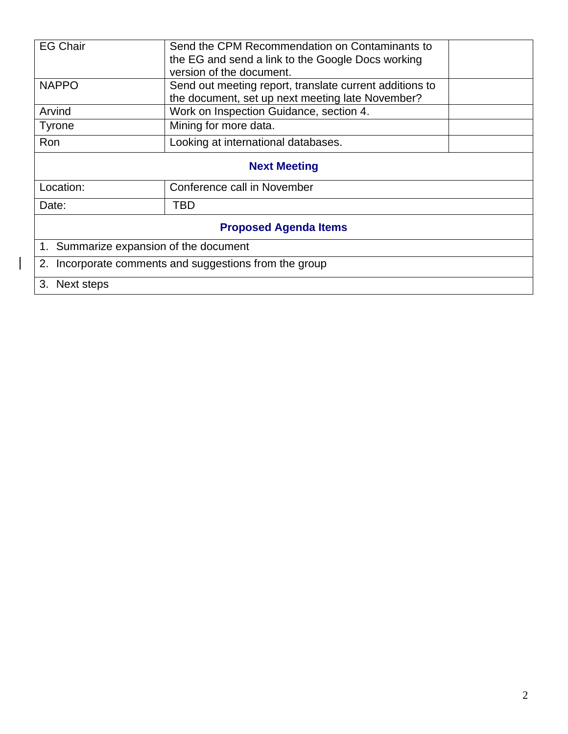| | | |
|---|---|---|
| EG Chair | Send the CPM Recommendation on Contaminants to the EG and send a link to the Google Docs working version of the document. | |
| NAPPO | Send out meeting report, translate current additions to the document, set up next meeting late November? | |
| Arvind | Work on Inspection Guidance, section 4. | |
| Tyrone | Mining for more data. | |
| Ron | Looking at international databases. | |

## Next Meeting

| | |
|---|---|
| Location: | Conference call in November |
| Date: | TBD |

## Proposed Agenda Items

1. Summarize expansion of the document
2. Incorporate comments and suggestions from the group
3. Next steps